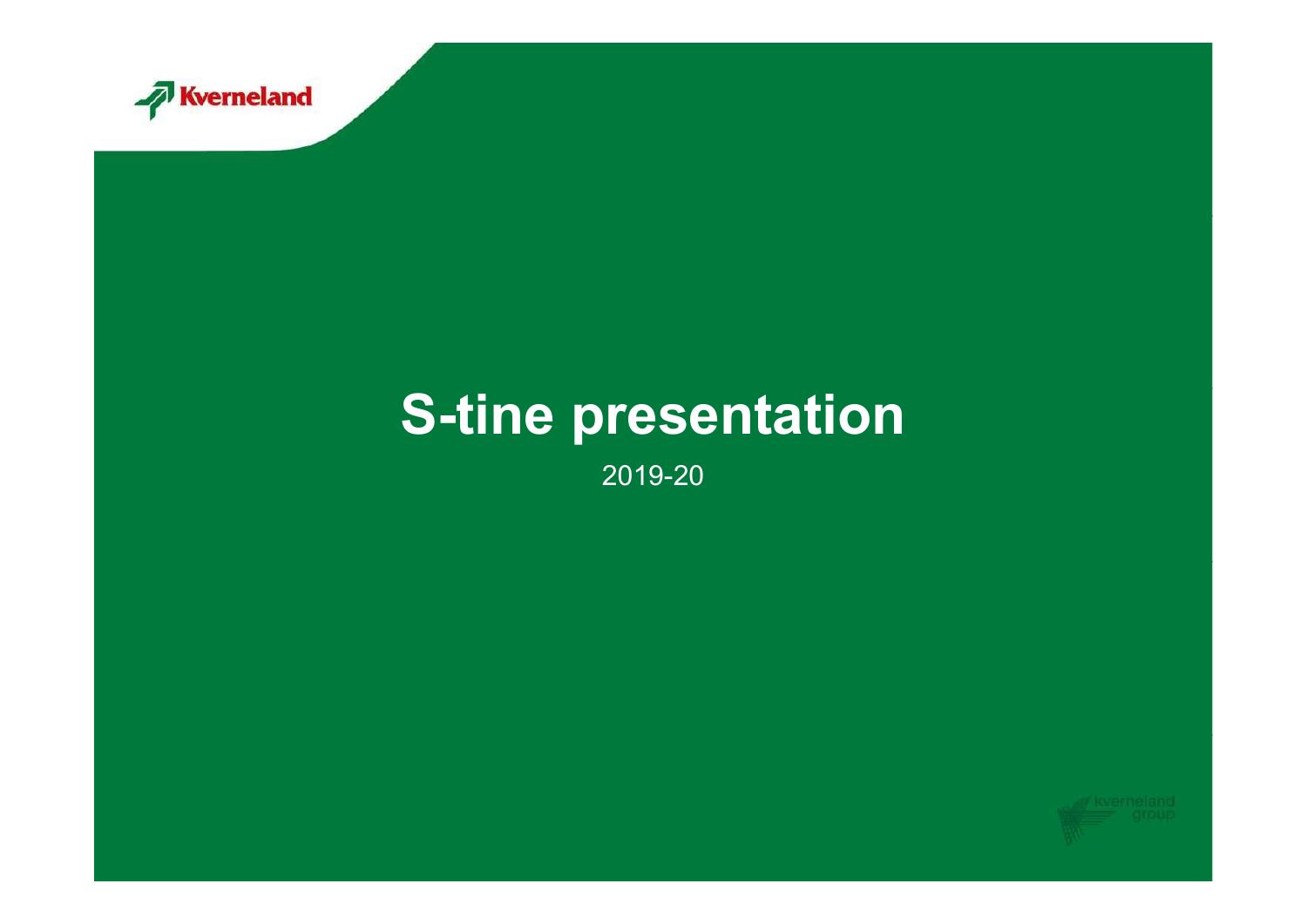# S-tine presentation

2019-20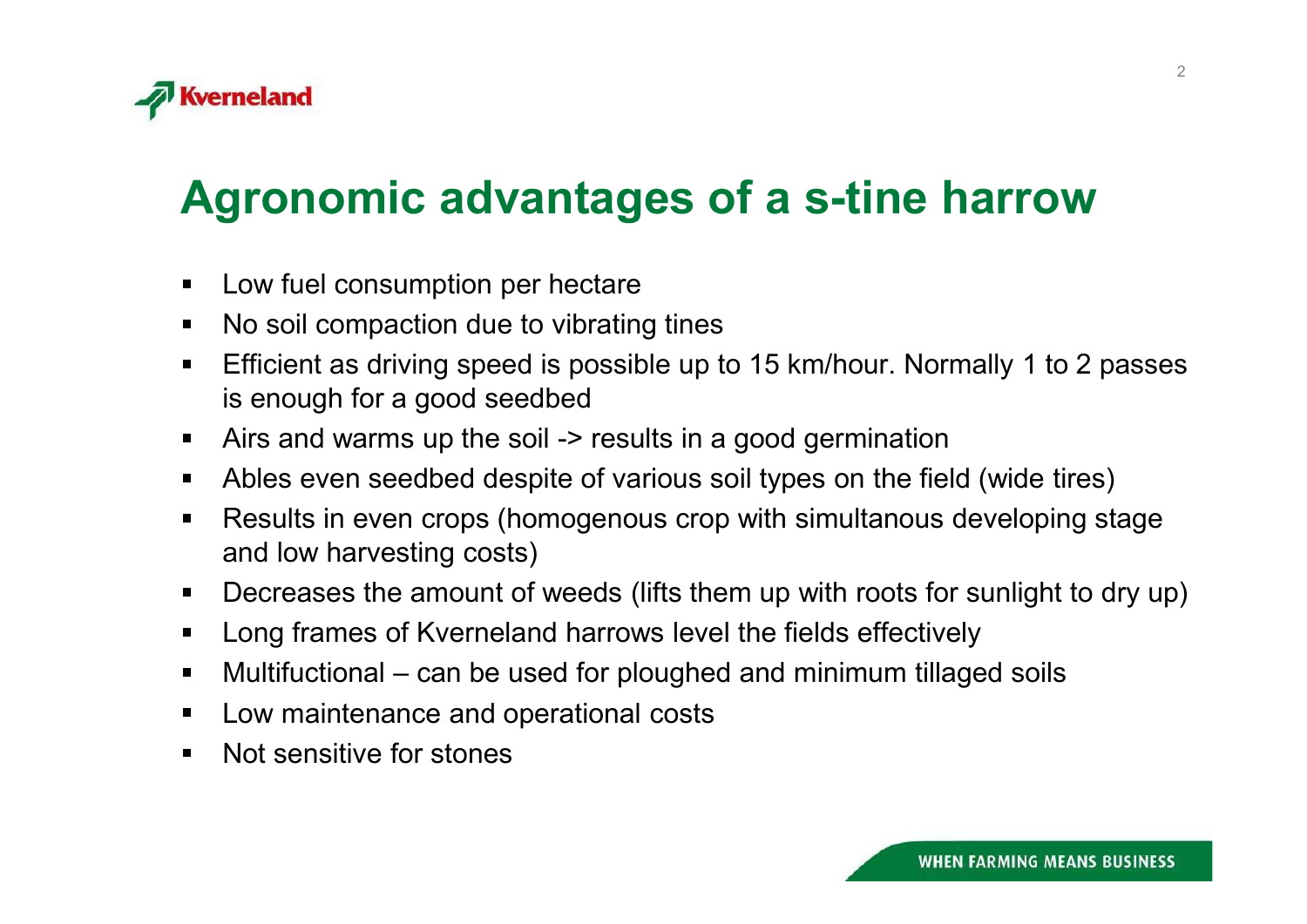# Agronomic advantages of a s-tine harrow

- Low fuel consumption per hectare
- No soil compaction due to vibrating tines
- Efficient as driving speed is possible up to 15 km/hour. Normally 1 to 2 passes is enough for a good seedbed
- Airs and warms up the soil -> results in a good germination
- Ables even seedbed despite of various soil types on the field (wide tires)
- Results in even crops (homogenous crop with simultanous developing stage and low harvesting costs)
- Decreases the amount of weeds (lifts them up with roots for sunlight to dry up)
- Long frames of Kverneland harrows level the fields effectively
- Multifuctional – can be used for ploughed and minimum tillaged soils
- Low maintenance and operational costs
- Not sensitive for stones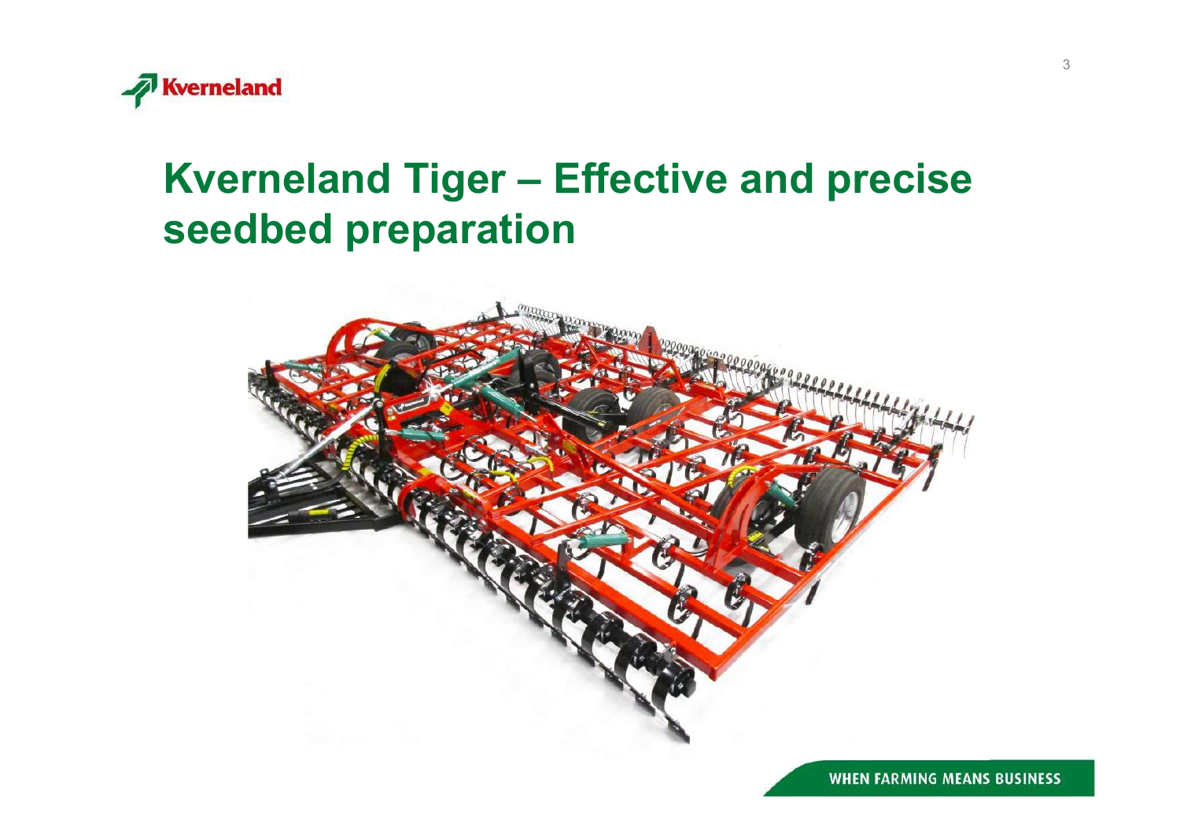# Kverneland Tiger – Effective and precise seedbed preparation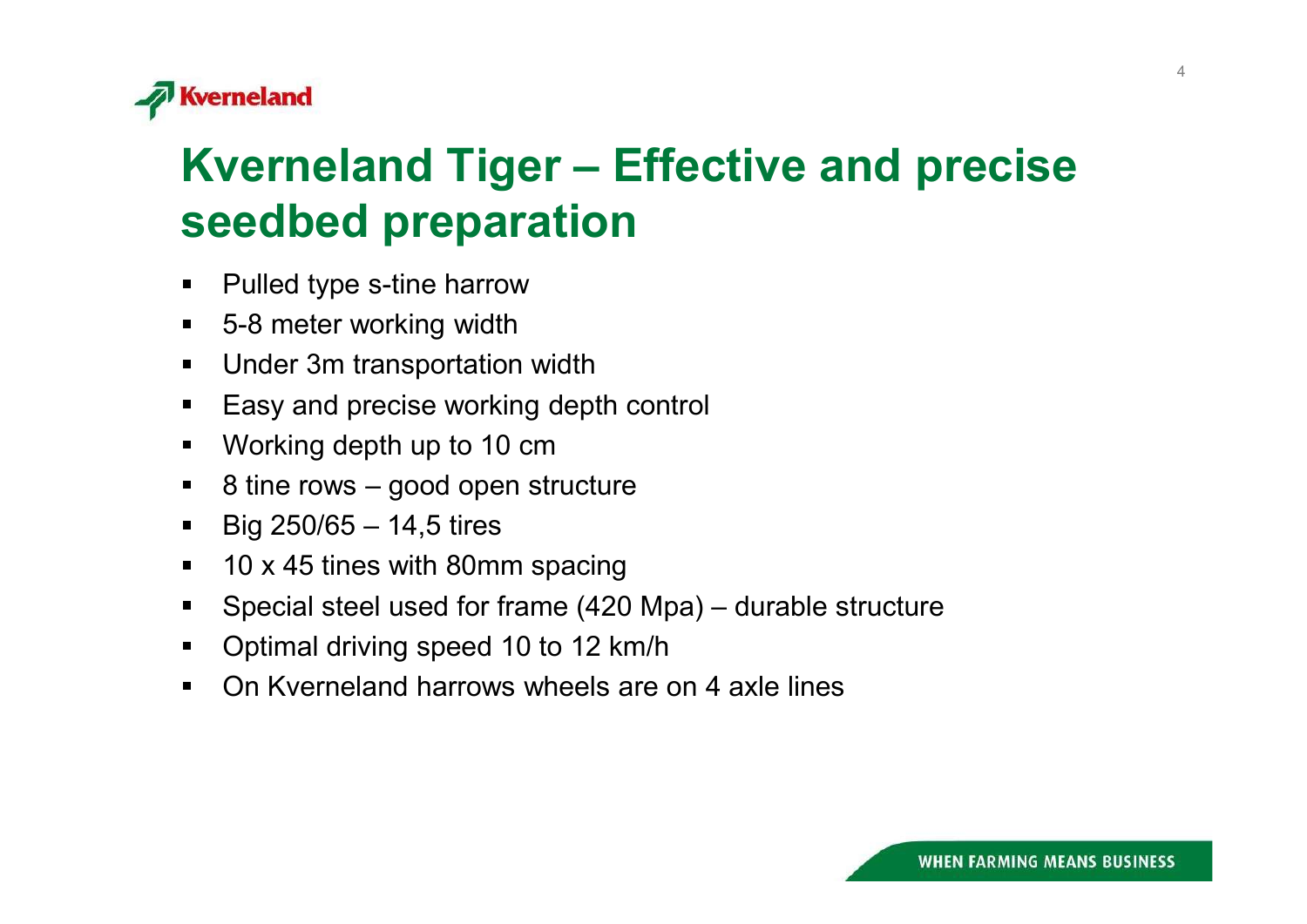# Kverneland Tiger – Effective and precise seedbed preparation

- Pulled type s-tine harrow
- 5-8 meter working width
- Under 3m transportation width
- Easy and precise working depth control
- Working depth up to 10 cm
- 8 tine rows – good open structure
- Big 250/65 – 14,5 tires
- 10 x 45 tines with 80mm spacing
- Special steel used for frame (420 Mpa) – durable structure
- Optimal driving speed 10 to 12 km/h
- On Kverneland harrows wheels are on 4 axle lines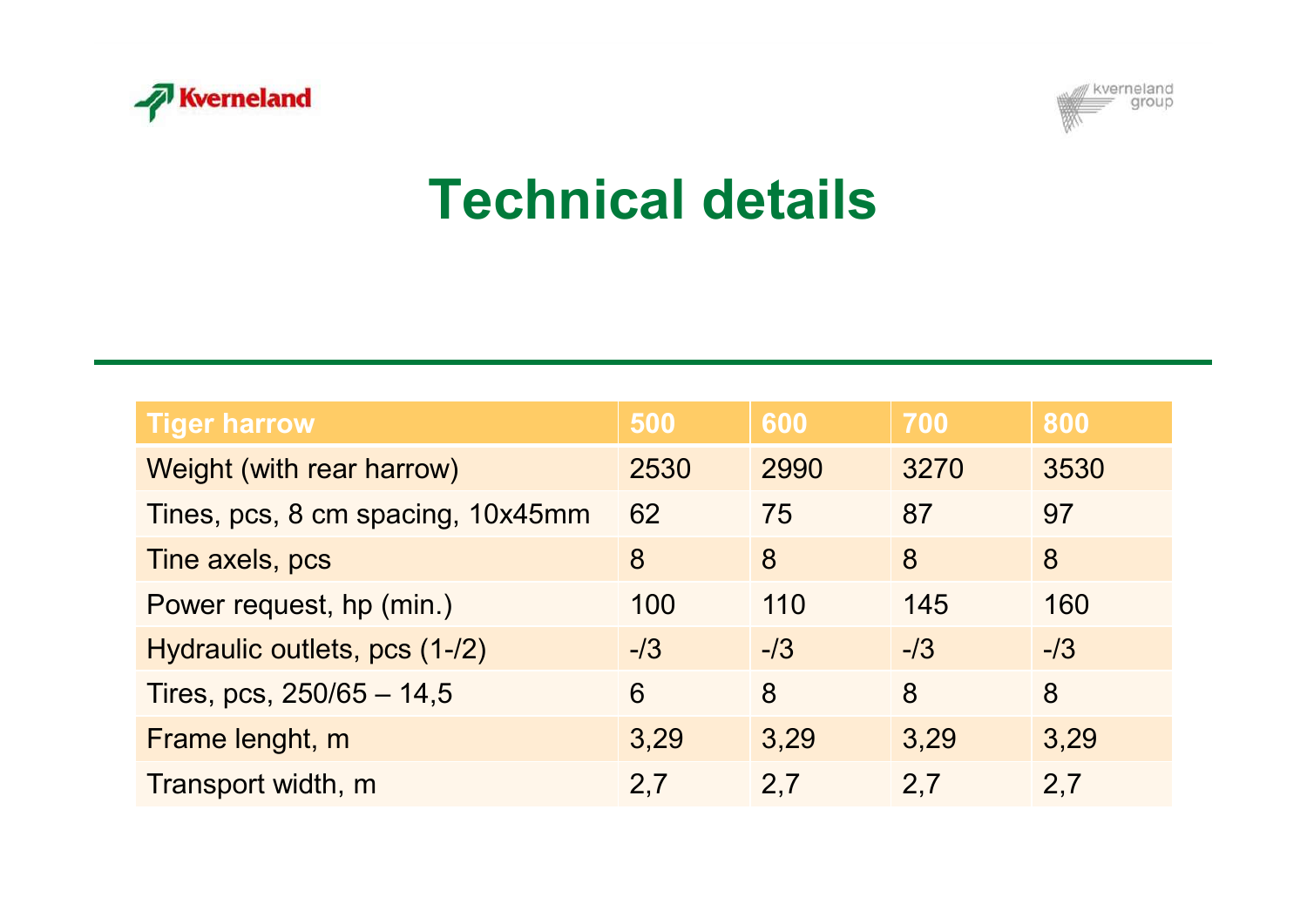# Technical details

| Tiger harrow | 500 | 600 | 700 | 800 |
| --- | --- | --- | --- | --- |
| Weight (with rear harrow) | 2530 | 2990 | 3270 | 3530 |
| Tines, pcs, 8 cm spacing, 10x45mm | 62 | 75 | 87 | 97 |
| Tine axels, pcs | 8 | 8 | 8 | 8 |
| Power request, hp (min.) | 100 | 110 | 145 | 160 |
| Hydraulic outlets, pcs (1-/2) | -/3 | -/3 | -/3 | -/3 |
| Tires, pcs, 250/65 – 14,5 | 6 | 8 | 8 | 8 |
| Frame lenght, m | 3,29 | 3,29 | 3,29 | 3,29 |
| Transport width, m | 2,7 | 2,7 | 2,7 | 2,7 |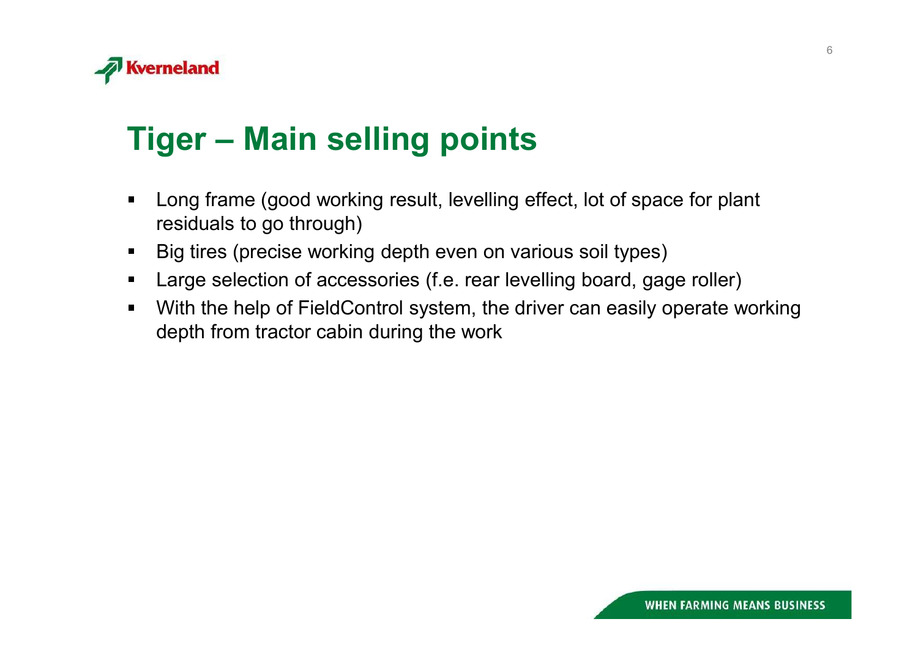# Tiger – Main selling points

- Long frame (good working result, levelling effect, lot of space for plant residuals to go through)
- Big tires (precise working depth even on various soil types)
- Large selection of accessories (f.e. rear levelling board, gage roller)
- With the help of FieldControl system, the driver can easily operate working depth from tractor cabin during the work